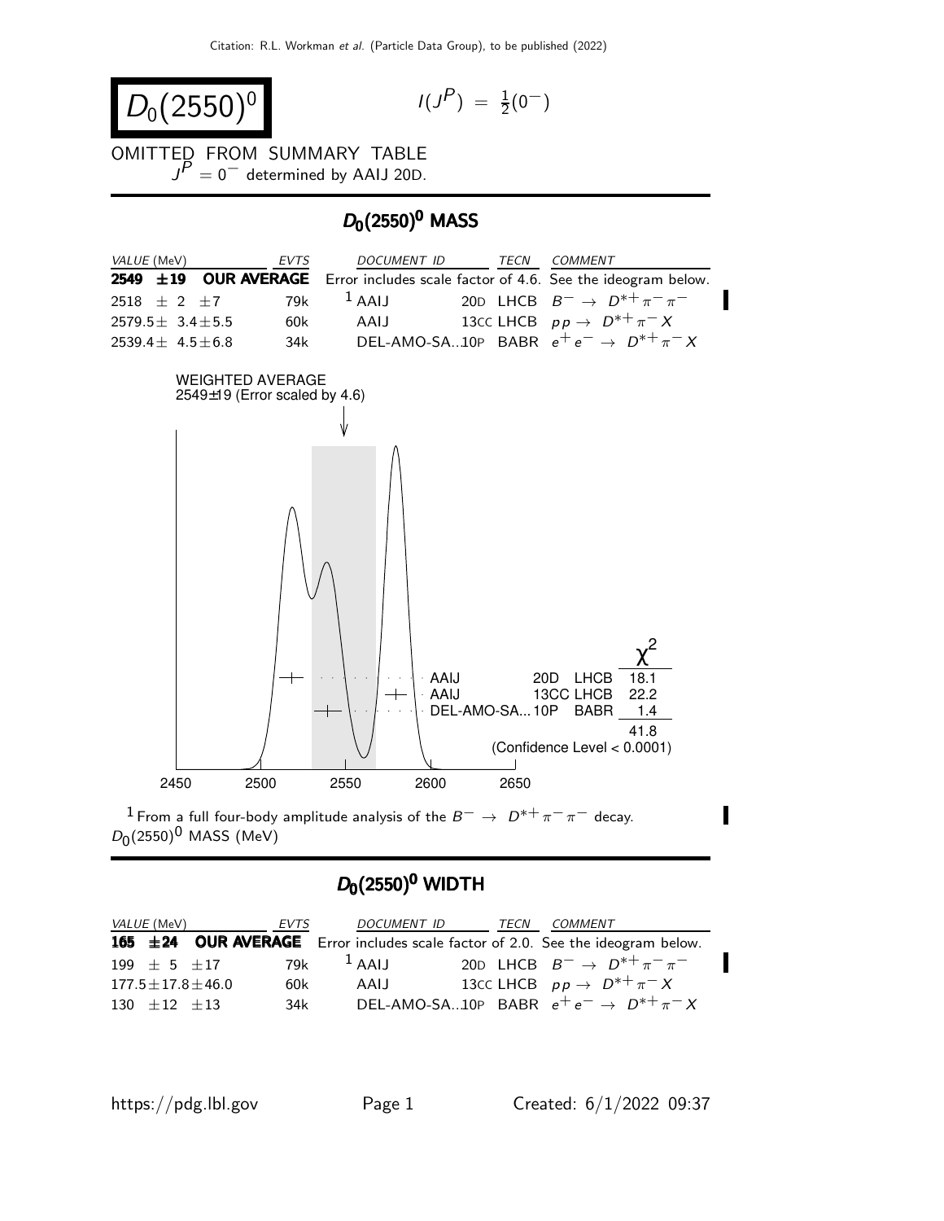# $D_0(2550)^0$

$I(J^P) = \frac{1}{2}(0^-)$

OMITTED FROM SUMMARY TABLE

$J^P = 0^-$ determined by AAIJ 20D.

## $D_0(2550)^0$ MASS

| VALUE (MeV) | EVTS | DOCUMENT ID | TECN | COMMENT |
|---|---|---|---|---|
| **2549 ±19 OUR AVERAGE** | | Error includes scale factor of 4.6. See the ideogram below. | | |
| 2518 ± 2 ±7 | 79k | [1] AAIJ 20D | LHCB | $B^- \rightarrow D^{*+}\pi^-\pi^-$ |
| 2579.5± 3.4±5.5 | 60k | AAIJ 13CC | LHCB | $pp \rightarrow D^{*+}\pi^- X$ |
| 2539.4± 4.5±6.8 | 34k | DEL-AMO-SA...10P | BABR | $e^+e^- \rightarrow D^{*+}\pi^- X$ |

WEIGHTED AVERAGE
2549±19 (Error scaled by 4.6)

| | | | $\chi^2$ |
|---|---|---|---|
| AAIJ | 20D | LHCB | 18.1 |
| AAIJ | 13CC | LHCB | 22.2 |
| DEL-AMO-SA... | 10P | BABR | 1.4 |
| | | | 41.8 |

(Confidence Level < 0.0001)

2450 2500 2550 2600 2650

[1] From a full four-body amplitude analysis of the $B^- \rightarrow D^{*+}\pi^-\pi^-$ decay.

$D_0(2550)^0$ MASS (MeV)

## $D_0(2550)^0$ WIDTH

| VALUE (MeV) | EVTS | DOCUMENT ID | TECN | COMMENT |
|---|---|---|---|---|
| **165 ±24 OUR AVERAGE** | | Error includes scale factor of 2.0. See the ideogram below. | | |
| 199 ± 5 ±17 | 79k | [1] AAIJ 20D | LHCB | $B^- \rightarrow D^{*+}\pi^-\pi^-$ |
| 177.5±17.8±46.0 | 60k | AAIJ 13CC | LHCB | $pp \rightarrow D^{*+}\pi^- X$ |
| 130 ±12 ±13 | 34k | DEL-AMO-SA...10P | BABR | $e^+e^- \rightarrow D^{*+}\pi^- X$ |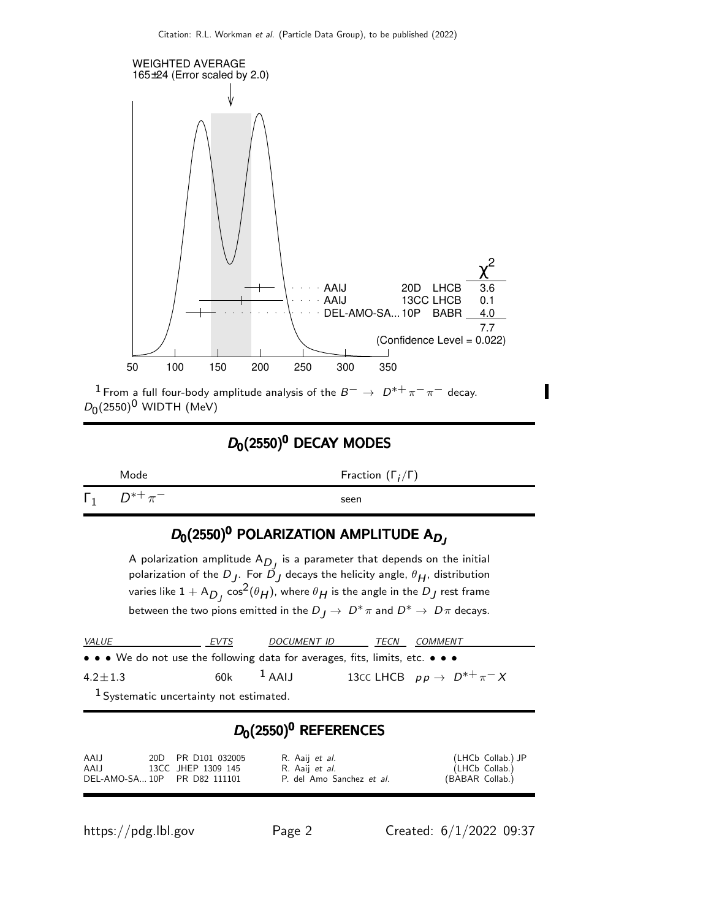WEIGHTED AVERAGE
165±24 (Error scaled by 2.0)

$\chi^2$

AAIJ 20D LHCB 3.6
AAIJ 13CC LHCB 0.1
DEL-AMO-SA... 10P BABR 4.0
7.7
(Confidence Level = 0.022)

50 100 150 200 250 300 350

[1] From a full four-body amplitude analysis of the $B^- \to D^{*+}\pi^-\pi^-$ decay.

$D_0(2550)^0$ WIDTH (MeV)

## $D_0(2550)^0$ DECAY MODES

| | Mode | Fraction $(\Gamma_i/\Gamma)$ |
|---|---|---|
| $\Gamma_1$ | $D^{*+}\pi^-$ | seen |

## $D_0(2550)^0$ POLARIZATION AMPLITUDE $A_{D_J}$

A polarization amplitude $A_{D_J}$ is a parameter that depends on the initial polarization of the $D_J$. For $D_J$ decays the helicity angle, $\theta_H$, distribution varies like $1 + A_{D_J}\cos^2(\theta_H)$, where $\theta_H$ is the angle in the $D_J$ rest frame between the two pions emitted in the $D_J \to D^*\pi$ and $D^* \to D\pi$ decays.

| *VALUE* | *EVTS* | *DOCUMENT ID* | *TECN* | *COMMENT* |
|---|---|---|---|---|
| • • • We do not use the following data for averages, fits, limits, etc. • • • | | | | |
| $4.2\pm1.3$ | 60k | [1] AAIJ | 13CC LHCB | $pp \to D^{*+}\pi^- X$ |

[1] Systematic uncertainty not estimated.

## $D_0(2550)^0$ REFERENCES

| | | | | |
|---|---|---|---|---|
| AAIJ | 20D | PR D101 032005 | R. Aaij *et al.* | (LHCb Collab.) JP |
| AAIJ | 13CC | JHEP 1309 145 | R. Aaij *et al.* | (LHCb Collab.) |
| DEL-AMO-SA... | 10P | PR D82 111101 | P. del Amo Sanchez *et al.* | (BABAR Collab.) |